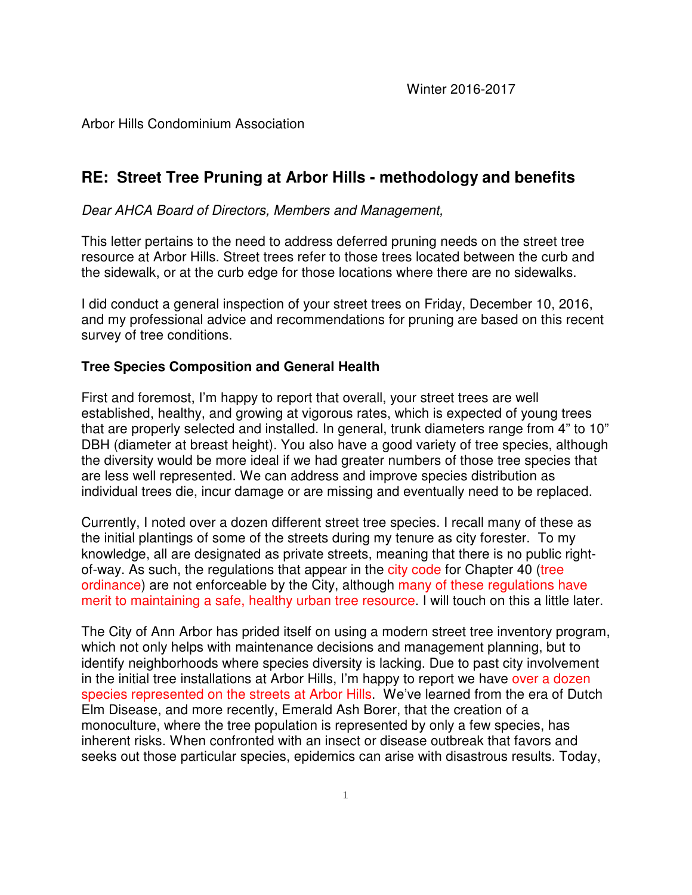Winter 2016-2017

Arbor Hills Condominium Association

## RE: Street Tree Pruning at Arbor Hills - methodology and benefits

*Dear AHCA Board of Directors, Members and Management,*

This letter pertains to the need to address deferred pruning needs on the street tree resource at Arbor Hills. Street trees refer to those trees located between the curb and the sidewalk, or at the curb edge for those locations where there are no sidewalks.

I did conduct a general inspection of your street trees on Friday, December 10, 2016, and my professional advice and recommendations for pruning are based on this recent survey of tree conditions.

**Tree Species Composition and General Health**

First and foremost, I'm happy to report that overall, your street trees are well established, healthy, and growing at vigorous rates, which is expected of young trees that are properly selected and installed. In general, trunk diameters range from 4" to 10" DBH (diameter at breast height). You also have a good variety of tree species, although the diversity would be more ideal if we had greater numbers of those tree species that are less well represented. We can address and improve species distribution as individual trees die, incur damage or are missing and eventually need to be replaced.

Currently, I noted over a dozen different street tree species. I recall many of these as the initial plantings of some of the streets during my tenure as city forester. To my knowledge, all are designated as private streets, meaning that there is no public right-of-way. As such, the regulations that appear in the city code for Chapter 40 (tree ordinance) are not enforceable by the City, although many of these regulations have merit to maintaining a safe, healthy urban tree resource. I will touch on this a little later.

The City of Ann Arbor has prided itself on using a modern street tree inventory program, which not only helps with maintenance decisions and management planning, but to identify neighborhoods where species diversity is lacking. Due to past city involvement in the initial tree installations at Arbor Hills, I'm happy to report we have over a dozen species represented on the streets at Arbor Hills. We've learned from the era of Dutch Elm Disease, and more recently, Emerald Ash Borer, that the creation of a monoculture, where the tree population is represented by only a few species, has inherent risks. When confronted with an insect or disease outbreak that favors and seeks out those particular species, epidemics can arise with disastrous results. Today,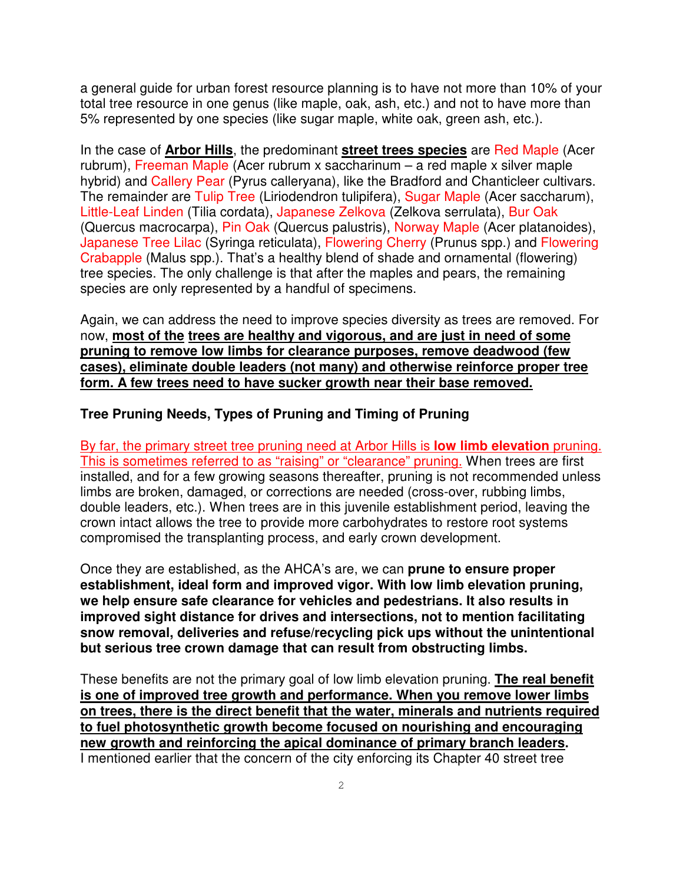a general guide for urban forest resource planning is to have not more than 10% of your total tree resource in one genus (like maple, oak, ash, etc.) and not to have more than 5% represented by one species (like sugar maple, white oak, green ash, etc.).

In the case of **Arbor Hills**, the predominant **street trees species** are Red Maple (Acer rubrum), Freeman Maple (Acer rubrum x saccharinum – a red maple x silver maple hybrid) and Callery Pear (Pyrus calleryana), like the Bradford and Chanticleer cultivars. The remainder are Tulip Tree (Liriodendron tulipifera), Sugar Maple (Acer saccharum), Little-Leaf Linden (Tilia cordata), Japanese Zelkova (Zelkova serrulata), Bur Oak (Quercus macrocarpa), Pin Oak (Quercus palustris), Norway Maple (Acer platanoides), Japanese Tree Lilac (Syringa reticulata), Flowering Cherry (Prunus spp.) and Flowering Crabapple (Malus spp.). That's a healthy blend of shade and ornamental (flowering) tree species. The only challenge is that after the maples and pears, the remaining species are only represented by a handful of specimens.

Again, we can address the need to improve species diversity as trees are removed. For now, **most of the trees are healthy and vigorous, and are just in need of some pruning to remove low limbs for clearance purposes, remove deadwood (few cases), eliminate double leaders (not many) and otherwise reinforce proper tree form. A few trees need to have sucker growth near their base removed.**

**Tree Pruning Needs, Types of Pruning and Timing of Pruning**

By far, the primary street tree pruning need at Arbor Hills is **low limb elevation** pruning. This is sometimes referred to as "raising" or "clearance" pruning. When trees are first installed, and for a few growing seasons thereafter, pruning is not recommended unless limbs are broken, damaged, or corrections are needed (cross-over, rubbing limbs, double leaders, etc.). When trees are in this juvenile establishment period, leaving the crown intact allows the tree to provide more carbohydrates to restore root systems compromised the transplanting process, and early crown development.

Once they are established, as the AHCA's are, we can **prune to ensure proper establishment, ideal form and improved vigor. With low limb elevation pruning, we help ensure safe clearance for vehicles and pedestrians. It also results in improved sight distance for drives and intersections, not to mention facilitating snow removal, deliveries and refuse/recycling pick ups without the unintentional but serious tree crown damage that can result from obstructing limbs.**

These benefits are not the primary goal of low limb elevation pruning. **The real benefit is one of improved tree growth and performance. When you remove lower limbs on trees, there is the direct benefit that the water, minerals and nutrients required to fuel photosynthetic growth become focused on nourishing and encouraging new growth and reinforcing the apical dominance of primary branch leaders.** I mentioned earlier that the concern of the city enforcing its Chapter 40 street tree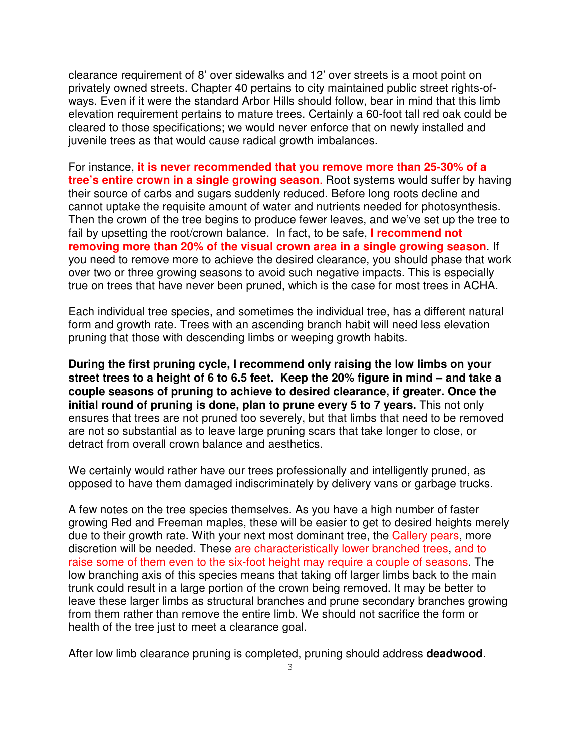clearance requirement of 8' over sidewalks and 12' over streets is a moot point on privately owned streets. Chapter 40 pertains to city maintained public street rights-of-ways. Even if it were the standard Arbor Hills should follow, bear in mind that this limb elevation requirement pertains to mature trees. Certainly a 60-foot tall red oak could be cleared to those specifications; we would never enforce that on newly installed and juvenile trees as that would cause radical growth imbalances.

For instance, **it is never recommended that you remove more than 25-30% of a tree's entire crown in a single growing season**. Root systems would suffer by having their source of carbs and sugars suddenly reduced. Before long roots decline and cannot uptake the requisite amount of water and nutrients needed for photosynthesis. Then the crown of the tree begins to produce fewer leaves, and we've set up the tree to fail by upsetting the root/crown balance. In fact, to be safe, **I recommend not removing more than 20% of the visual crown area in a single growing season**. If you need to remove more to achieve the desired clearance, you should phase that work over two or three growing seasons to avoid such negative impacts. This is especially true on trees that have never been pruned, which is the case for most trees in ACHA.

Each individual tree species, and sometimes the individual tree, has a different natural form and growth rate. Trees with an ascending branch habit will need less elevation pruning that those with descending limbs or weeping growth habits.

**During the first pruning cycle, I recommend only raising the low limbs on your street trees to a height of 6 to 6.5 feet. Keep the 20% figure in mind – and take a couple seasons of pruning to achieve to desired clearance, if greater. Once the initial round of pruning is done, plan to prune every 5 to 7 years.** This not only ensures that trees are not pruned too severely, but that limbs that need to be removed are not so substantial as to leave large pruning scars that take longer to close, or detract from overall crown balance and aesthetics.

We certainly would rather have our trees professionally and intelligently pruned, as opposed to have them damaged indiscriminately by delivery vans or garbage trucks.

A few notes on the tree species themselves. As you have a high number of faster growing Red and Freeman maples, these will be easier to get to desired heights merely due to their growth rate. With your next most dominant tree, the Callery pears, more discretion will be needed. These are characteristically lower branched trees, and to raise some of them even to the six-foot height may require a couple of seasons. The low branching axis of this species means that taking off larger limbs back to the main trunk could result in a large portion of the crown being removed. It may be better to leave these larger limbs as structural branches and prune secondary branches growing from them rather than remove the entire limb. We should not sacrifice the form or health of the tree just to meet a clearance goal.

After low limb clearance pruning is completed, pruning should address **deadwood**.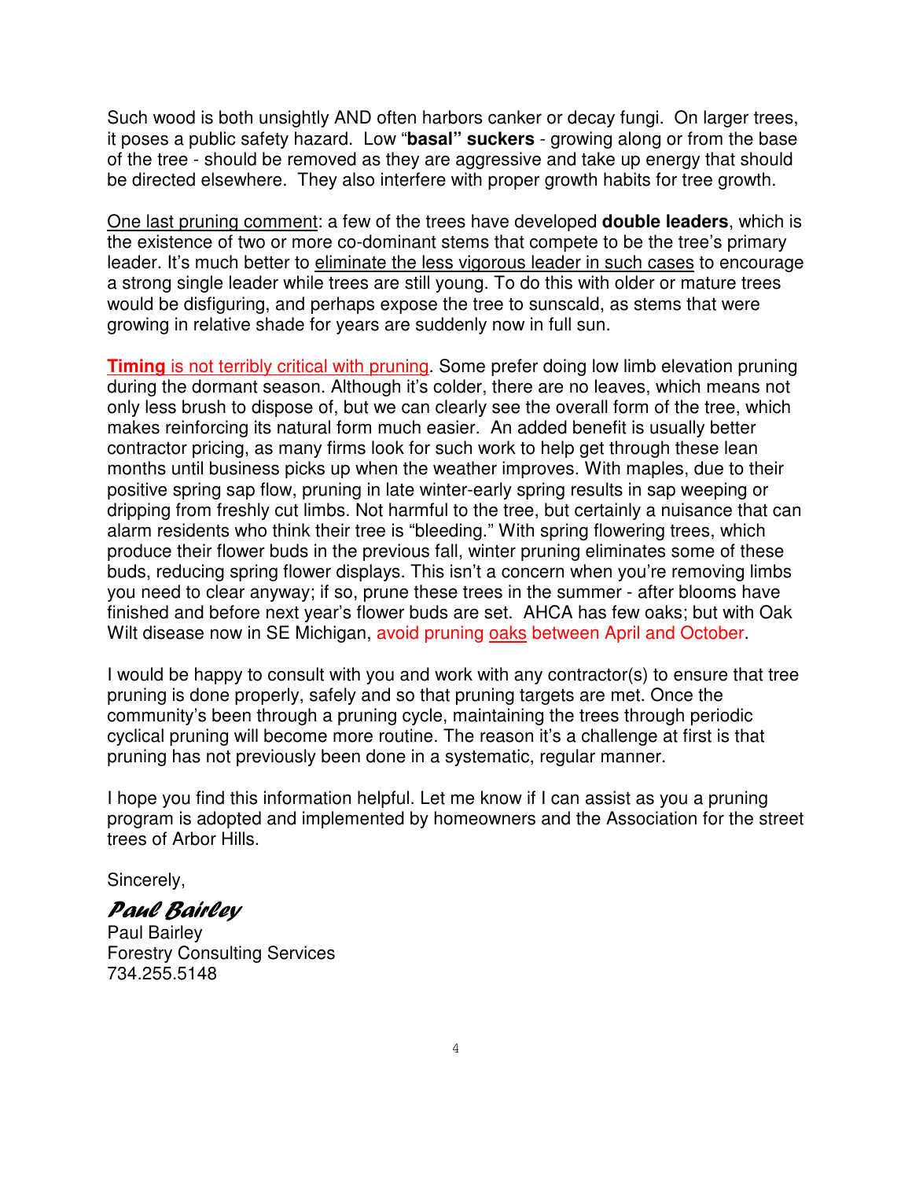Such wood is both unsightly AND often harbors canker or decay fungi. On larger trees, it poses a public safety hazard. Low "**basal" suckers** - growing along or from the base of the tree - should be removed as they are aggressive and take up energy that should be directed elsewhere. They also interfere with proper growth habits for tree growth.

One last pruning comment: a few of the trees have developed **double leaders**, which is the existence of two or more co-dominant stems that compete to be the tree's primary leader. It's much better to eliminate the less vigorous leader in such cases to encourage a strong single leader while trees are still young. To do this with older or mature trees would be disfiguring, and perhaps expose the tree to sunscald, as stems that were growing in relative shade for years are suddenly now in full sun.

**Timing** is not terribly critical with pruning. Some prefer doing low limb elevation pruning during the dormant season. Although it's colder, there are no leaves, which means not only less brush to dispose of, but we can clearly see the overall form of the tree, which makes reinforcing its natural form much easier. An added benefit is usually better contractor pricing, as many firms look for such work to help get through these lean months until business picks up when the weather improves. With maples, due to their positive spring sap flow, pruning in late winter-early spring results in sap weeping or dripping from freshly cut limbs. Not harmful to the tree, but certainly a nuisance that can alarm residents who think their tree is "bleeding." With spring flowering trees, which produce their flower buds in the previous fall, winter pruning eliminates some of these buds, reducing spring flower displays. This isn't a concern when you're removing limbs you need to clear anyway; if so, prune these trees in the summer - after blooms have finished and before next year's flower buds are set. AHCA has few oaks; but with Oak Wilt disease now in SE Michigan, avoid pruning oaks between April and October.

I would be happy to consult with you and work with any contractor(s) to ensure that tree pruning is done properly, safely and so that pruning targets are met. Once the community's been through a pruning cycle, maintaining the trees through periodic cyclical pruning will become more routine. The reason it's a challenge at first is that pruning has not previously been done in a systematic, regular manner.

I hope you find this information helpful. Let me know if I can assist as you a pruning program is adopted and implemented by homeowners and the Association for the street trees of Arbor Hills.

Sincerely,

*Paul Bairley*

Paul Bairley
Forestry Consulting Services
734.255.5148